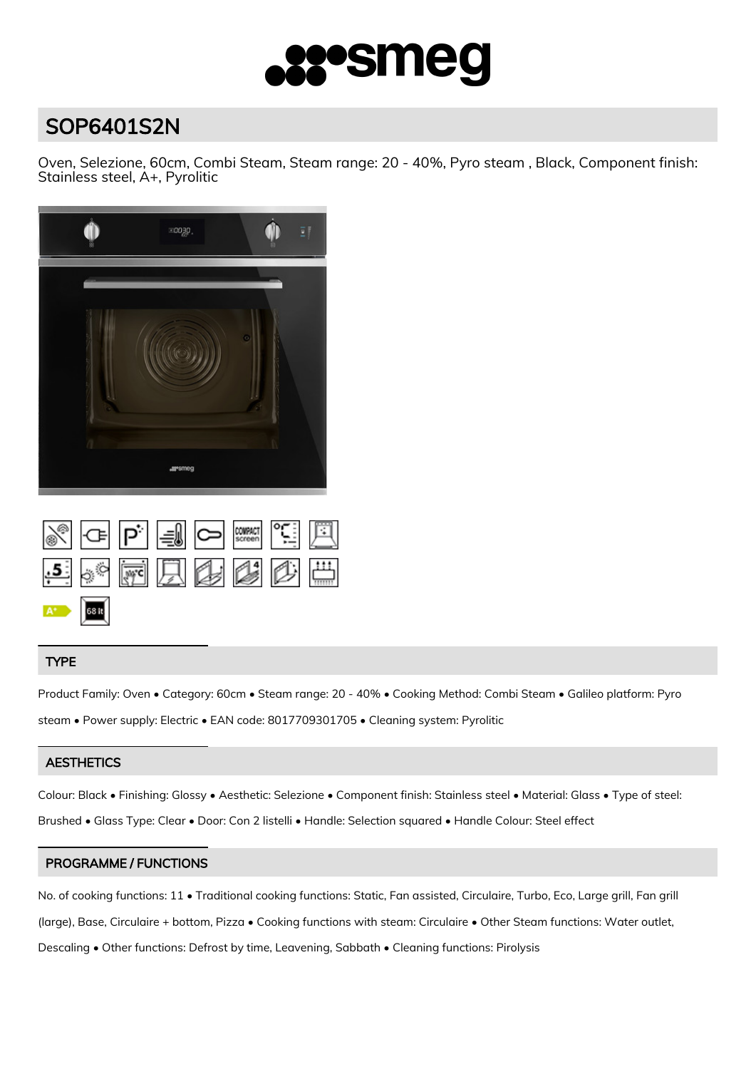# SOP6401S2N

Oven, Selezione, 60cm, Combi Steam, Steam range: 20 - 40%, Pyro steam , Black, Component finish: Stainless steel, A+, Pyrolitic

## TYPE

Product Family: Oven • Category: 60cm • Steam range: 20 - 40% • Cooking Method: Combi Steam • Galileo platform: Pyro steam • Power supply: Electric • EAN code: 8017709301705 • Cleaning system: Pyrolitic

## AESTHETICS

Colour: Black • Finishing: Glossy • Aesthetic: Selezione • Component finish: Stainless steel • Material: Glass • Type of steel: Brushed • Glass Type: Clear • Door: Con 2 listelli • Handle: Selection squared • Handle Colour: Steel effect

## PROGRAMME / FUNCTIONS

No. of cooking functions: 11 • Traditional cooking functions: Static, Fan assisted, Circulaire, Turbo, Eco, Large grill, Fan grill (large), Base, Circulaire + bottom, Pizza • Cooking functions with steam: Circulaire • Other Steam functions: Water outlet, Descaling • Other functions: Defrost by time, Leavening, Sabbath • Cleaning functions: Pirolysis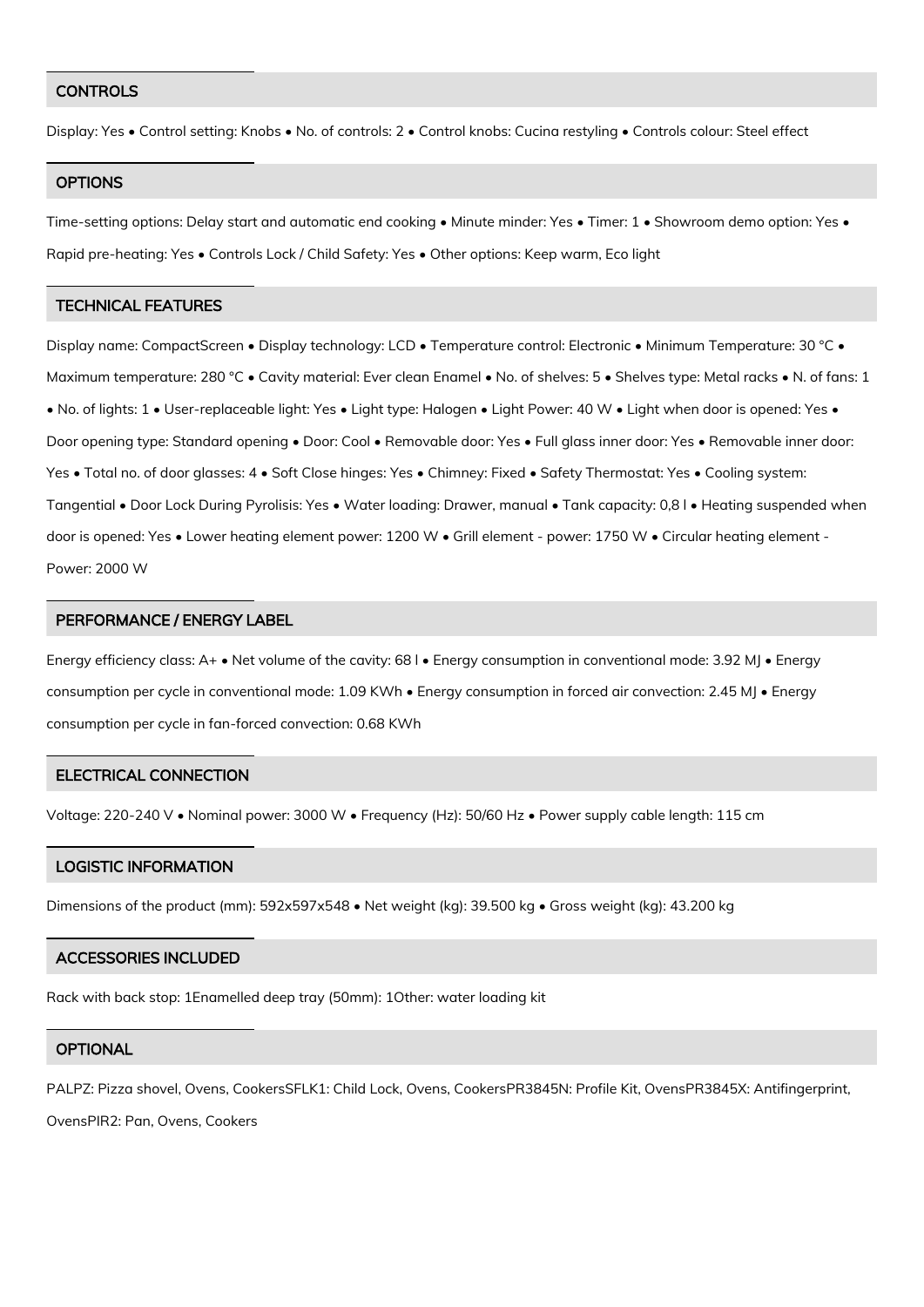## CONTROLS

Display: Yes • Control setting: Knobs • No. of controls: 2 • Control knobs: Cucina restyling • Controls colour: Steel effect

## OPTIONS

Time-setting options: Delay start and automatic end cooking • Minute minder: Yes • Timer: 1 • Showroom demo option: Yes • Rapid pre-heating: Yes • Controls Lock / Child Safety: Yes • Other options: Keep warm, Eco light

## TECHNICAL FEATURES

Display name: CompactScreen • Display technology: LCD • Temperature control: Electronic • Minimum Temperature: 30 °C • Maximum temperature: 280 °C • Cavity material: Ever clean Enamel • No. of shelves: 5 • Shelves type: Metal racks • N. of fans: 1 • No. of lights: 1 • User-replaceable light: Yes • Light type: Halogen • Light Power: 40 W • Light when door is opened: Yes • Door opening type: Standard opening • Door: Cool • Removable door: Yes • Full glass inner door: Yes • Removable inner door: Yes • Total no. of door glasses: 4 • Soft Close hinges: Yes • Chimney: Fixed • Safety Thermostat: Yes • Cooling system: Tangential • Door Lock During Pyrolisis: Yes • Water loading: Drawer, manual • Tank capacity: 0,8 l • Heating suspended when door is opened: Yes • Lower heating element power: 1200 W • Grill element - power: 1750 W • Circular heating element - Power: 2000 W

## PERFORMANCE / ENERGY LABEL

Energy efficiency class: A+ • Net volume of the cavity: 68 l • Energy consumption in conventional mode: 3.92 MJ • Energy consumption per cycle in conventional mode: 1.09 KWh • Energy consumption in forced air convection: 2.45 MJ • Energy consumption per cycle in fan-forced convection: 0.68 KWh

## ELECTRICAL CONNECTION

Voltage: 220-240 V • Nominal power: 3000 W • Frequency (Hz): 50/60 Hz • Power supply cable length: 115 cm

## LOGISTIC INFORMATION

Dimensions of the product (mm): 592x597x548 • Net weight (kg): 39.500 kg • Gross weight (kg): 43.200 kg

## ACCESSORIES INCLUDED

Rack with back stop: 1Enamelled deep tray (50mm): 1Other: water loading kit

## OPTIONAL

PALPZ: Pizza shovel, Ovens, CookersSFLK1: Child Lock, Ovens, CookersPR3845N: Profile Kit, OvensPR3845X: Antifingerprint, OvensPIR2: Pan, Ovens, Cookers